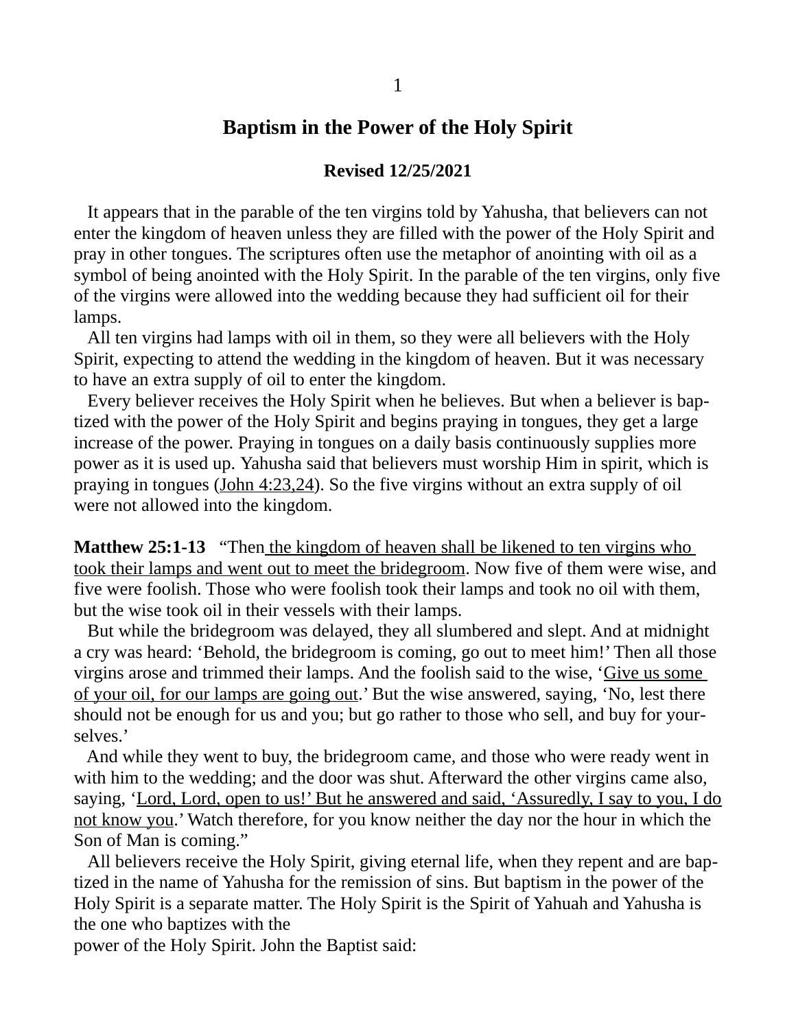# Baptism in the Power of the Holy Spirit

**Revised 12/25/2021**

It appears that in the parable of the ten virgins told by Yahusha, that believers can not enter the kingdom of heaven unless they are filled with the power of the Holy Spirit and pray in other tongues. The scriptures often use the metaphor of anointing with oil as a symbol of being anointed with the Holy Spirit. In the parable of the ten virgins, only five of the virgins were allowed into the wedding because they had sufficient oil for their lamps.

All ten virgins had lamps with oil in them, so they were all believers with the Holy Spirit, expecting to attend the wedding in the kingdom of heaven. But it was necessary to have an extra supply of oil to enter the kingdom.

Every believer receives the Holy Spirit when he believes. But when a believer is baptized with the power of the Holy Spirit and begins praying in tongues, they get a large increase of the power. Praying in tongues on a daily basis continuously supplies more power as it is used up. Yahusha said that believers must worship Him in spirit, which is praying in tongues (<u>John 4:23,24</u>). So the five virgins without an extra supply of oil were not allowed into the kingdom.

**Matthew 25:1-13** "Then <u>the kingdom of heaven shall be likened to ten virgins who took their lamps and went out to meet the bridegroom</u>. Now five of them were wise, and five were foolish. Those who were foolish took their lamps and took no oil with them, but the wise took oil in their vessels with their lamps.

But while the bridegroom was delayed, they all slumbered and slept. And at midnight a cry was heard: 'Behold, the bridegroom is coming, go out to meet him!' Then all those virgins arose and trimmed their lamps. And the foolish said to the wise, '<u>Give us some of your oil, for our lamps are going out</u>.' But the wise answered, saying, 'No, lest there should not be enough for us and you; but go rather to those who sell, and buy for yourselves.'

And while they went to buy, the bridegroom came, and those who were ready went in with him to the wedding; and the door was shut. Afterward the other virgins came also, saying, '<u>Lord, Lord, open to us!' But he answered and said, 'Assuredly, I say to you, I do not know you</u>.' Watch therefore, for you know neither the day nor the hour in which the Son of Man is coming."

All believers receive the Holy Spirit, giving eternal life, when they repent and are baptized in the name of Yahusha for the remission of sins. But baptism in the power of the Holy Spirit is a separate matter. The Holy Spirit is the Spirit of Yahuah and Yahusha is the one who baptizes with the power of the Holy Spirit. John the Baptist said: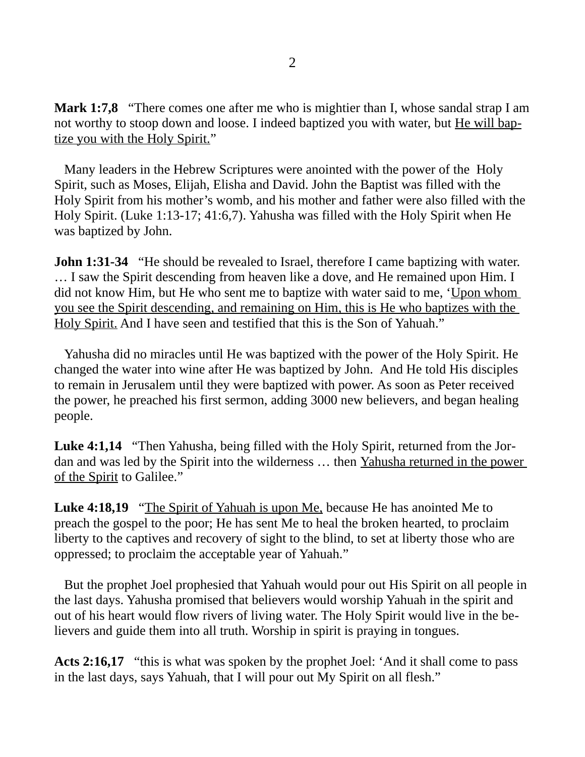**Mark 1:7,8** "There comes one after me who is mightier than I, whose sandal strap I am not worthy to stoop down and loose. I indeed baptized you with water, but <u>He will baptize you with the Holy Spirit.</u>"

Many leaders in the Hebrew Scriptures were anointed with the power of the Holy Spirit, such as Moses, Elijah, Elisha and David. John the Baptist was filled with the Holy Spirit from his mother's womb, and his mother and father were also filled with the Holy Spirit. (Luke 1:13-17; 41:6,7). Yahusha was filled with the Holy Spirit when He was baptized by John.

**John 1:31-34** "He should be revealed to Israel, therefore I came baptizing with water. … I saw the Spirit descending from heaven like a dove, and He remained upon Him. I did not know Him, but He who sent me to baptize with water said to me, '<u>Upon whom you see the Spirit descending, and remaining on Him, this is He who baptizes with the Holy Spirit.</u> And I have seen and testified that this is the Son of Yahuah."

Yahusha did no miracles until He was baptized with the power of the Holy Spirit. He changed the water into wine after He was baptized by John. And He told His disciples to remain in Jerusalem until they were baptized with power. As soon as Peter received the power, he preached his first sermon, adding 3000 new believers, and began healing people.

**Luke 4:1,14** "Then Yahusha, being filled with the Holy Spirit, returned from the Jordan and was led by the Spirit into the wilderness … then <u>Yahusha returned in the power of the Spirit</u> to Galilee."

**Luke 4:18,19** "<u>The Spirit of Yahuah is upon Me,</u> because He has anointed Me to preach the gospel to the poor; He has sent Me to heal the broken hearted, to proclaim liberty to the captives and recovery of sight to the blind, to set at liberty those who are oppressed; to proclaim the acceptable year of Yahuah."

But the prophet Joel prophesied that Yahuah would pour out His Spirit on all people in the last days. Yahusha promised that believers would worship Yahuah in the spirit and out of his heart would flow rivers of living water. The Holy Spirit would live in the believers and guide them into all truth. Worship in spirit is praying in tongues.

**Acts 2:16,17** "this is what was spoken by the prophet Joel: 'And it shall come to pass in the last days, says Yahuah, that I will pour out My Spirit on all flesh."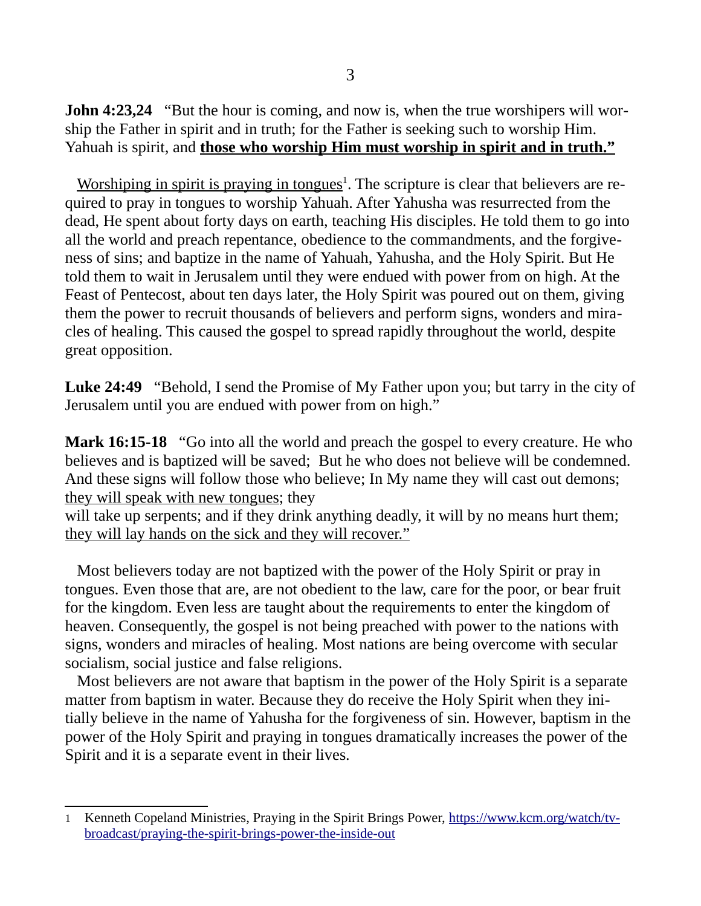**John 4:23,24** "But the hour is coming, and now is, when the true worshipers will worship the Father in spirit and in truth; for the Father is seeking such to worship Him. Yahuah is spirit, and <u>**those who worship Him must worship in spirit and in truth."**</u>

<u>Worshiping in spirit is praying in tongues</u>[1]. The scripture is clear that believers are required to pray in tongues to worship Yahuah. After Yahusha was resurrected from the dead, He spent about forty days on earth, teaching His disciples. He told them to go into all the world and preach repentance, obedience to the commandments, and the forgiveness of sins; and baptize in the name of Yahuah, Yahusha, and the Holy Spirit. But He told them to wait in Jerusalem until they were endued with power from on high. At the Feast of Pentecost, about ten days later, the Holy Spirit was poured out on them, giving them the power to recruit thousands of believers and perform signs, wonders and miracles of healing. This caused the gospel to spread rapidly throughout the world, despite great opposition.

**Luke 24:49** "Behold, I send the Promise of My Father upon you; but tarry in the city of Jerusalem until you are endued with power from on high."

**Mark 16:15-18** "Go into all the world and preach the gospel to every creature. He who believes and is baptized will be saved; But he who does not believe will be condemned. And these signs will follow those who believe; In My name they will cast out demons; <u>they will speak with new tongues</u>; they will take up serpents; and if they drink anything deadly, it will by no means hurt them; <u>they will lay hands on the sick and they will recover."</u>

Most believers today are not baptized with the power of the Holy Spirit or pray in tongues. Even those that are, are not obedient to the law, care for the poor, or bear fruit for the kingdom. Even less are taught about the requirements to enter the kingdom of heaven. Consequently, the gospel is not being preached with power to the nations with signs, wonders and miracles of healing. Most nations are being overcome with secular socialism, social justice and false religions.

Most believers are not aware that baptism in the power of the Holy Spirit is a separate matter from baptism in water. Because they do receive the Holy Spirit when they initially believe in the name of Yahusha for the forgiveness of sin. However, baptism in the power of the Holy Spirit and praying in tongues dramatically increases the power of the Spirit and it is a separate event in their lives.

---

[1] Kenneth Copeland Ministries, Praying in the Spirit Brings Power, https://www.kcm.org/watch/tv-broadcast/praying-the-spirit-brings-power-the-inside-out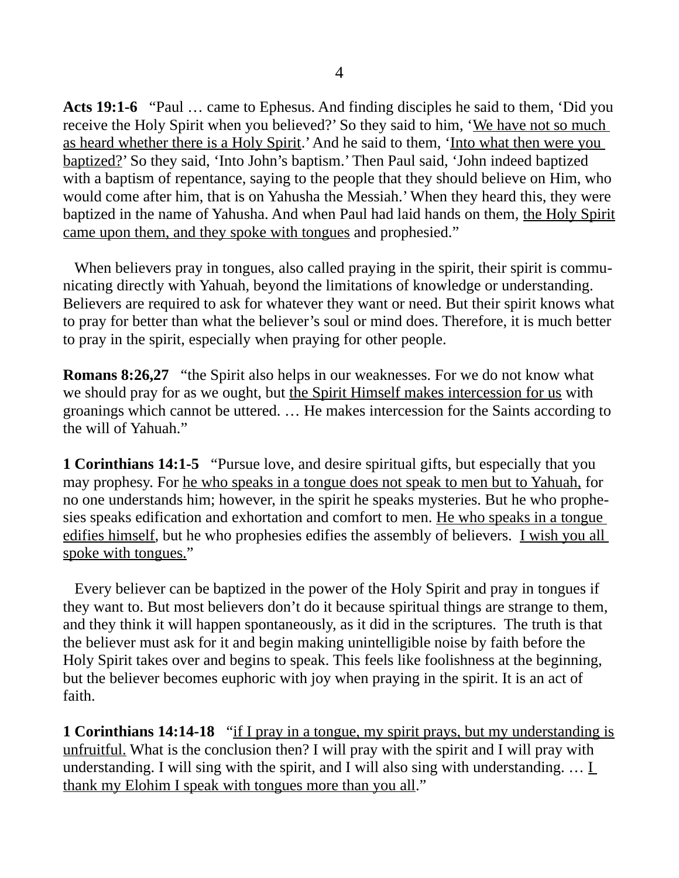**Acts 19:1-6** "Paul … came to Ephesus. And finding disciples he said to them, 'Did you receive the Holy Spirit when you believed?' So they said to him, '<u>We have not so much as heard whether there is a Holy Spirit</u>.' And he said to them, '<u>Into what then were you baptized?</u>' So they said, 'Into John's baptism.' Then Paul said, 'John indeed baptized with a baptism of repentance, saying to the people that they should believe on Him, who would come after him, that is on Yahusha the Messiah.' When they heard this, they were baptized in the name of Yahusha. And when Paul had laid hands on them, <u>the Holy Spirit came upon them, and they spoke with tongues</u> and prophesied."

When believers pray in tongues, also called praying in the spirit, their spirit is communicating directly with Yahuah, beyond the limitations of knowledge or understanding. Believers are required to ask for whatever they want or need. But their spirit knows what to pray for better than what the believer's soul or mind does. Therefore, it is much better to pray in the spirit, especially when praying for other people.

**Romans 8:26,27** "the Spirit also helps in our weaknesses. For we do not know what we should pray for as we ought, but <u>the Spirit Himself makes intercession for us</u> with groanings which cannot be uttered. … He makes intercession for the Saints according to the will of Yahuah."

**1 Corinthians 14:1-5** "Pursue love, and desire spiritual gifts, but especially that you may prophesy. For <u>he who speaks in a tongue does not speak to men but to Yahuah,</u> for no one understands him; however, in the spirit he speaks mysteries. But he who prophesies speaks edification and exhortation and comfort to men. <u>He who speaks in a tongue edifies himself</u>, but he who prophesies edifies the assembly of believers. <u>I wish you all spoke with tongues.</u>"

Every believer can be baptized in the power of the Holy Spirit and pray in tongues if they want to. But most believers don't do it because spiritual things are strange to them, and they think it will happen spontaneously, as it did in the scriptures. The truth is that the believer must ask for it and begin making unintelligible noise by faith before the Holy Spirit takes over and begins to speak. This feels like foolishness at the beginning, but the believer becomes euphoric with joy when praying in the spirit. It is an act of faith.

**1 Corinthians 14:14-18** "<u>if I pray in a tongue, my spirit prays, but my understanding is unfruitful.</u> What is the conclusion then? I will pray with the spirit and I will pray with understanding. I will sing with the spirit, and I will also sing with understanding. … <u>I thank my Elohim I speak with tongues more than you all</u>."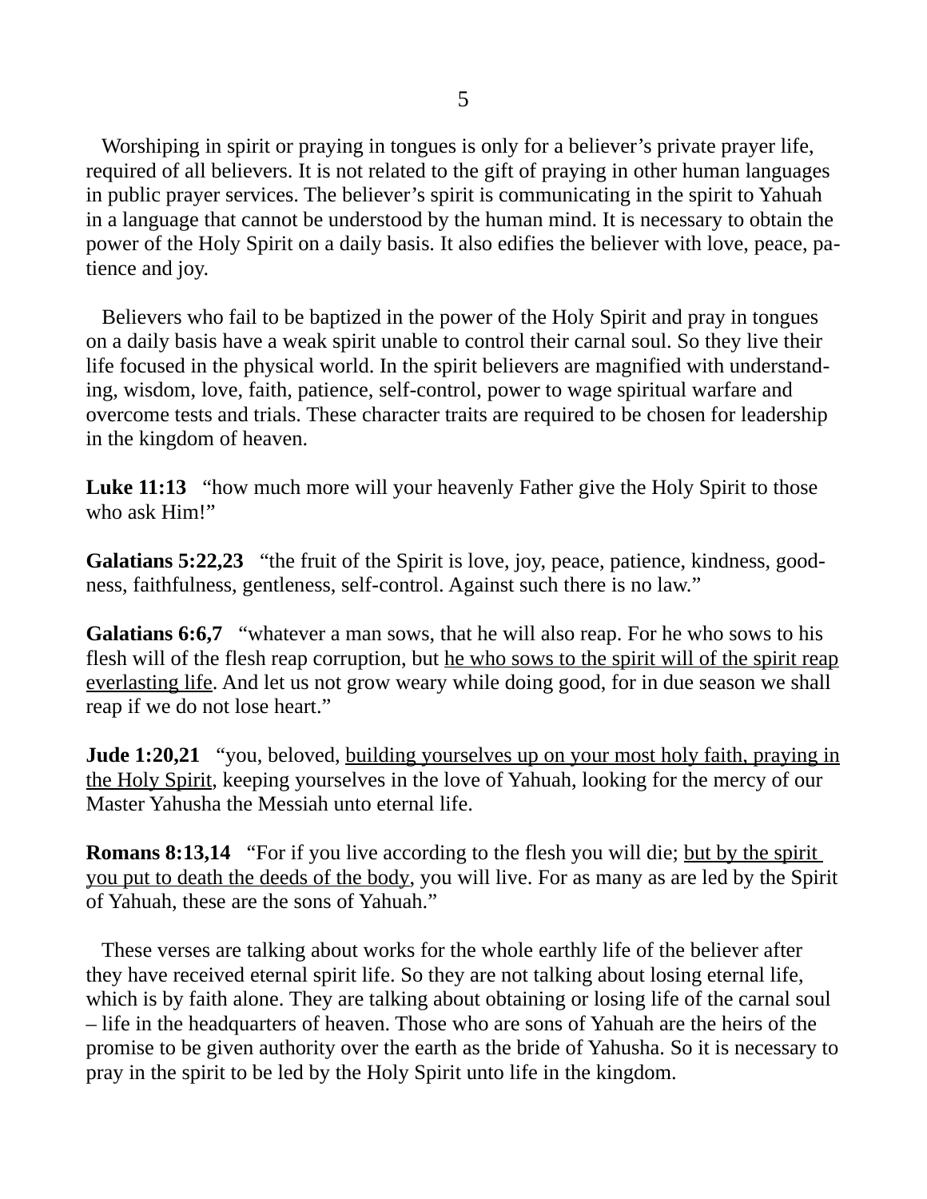Worshiping in spirit or praying in tongues is only for a believer's private prayer life, required of all believers. It is not related to the gift of praying in other human languages in public prayer services. The believer's spirit is communicating in the spirit to Yahuah in a language that cannot be understood by the human mind. It is necessary to obtain the power of the Holy Spirit on a daily basis. It also edifies the believer with love, peace, patience and joy.

Believers who fail to be baptized in the power of the Holy Spirit and pray in tongues on a daily basis have a weak spirit unable to control their carnal soul. So they live their life focused in the physical world. In the spirit believers are magnified with understanding, wisdom, love, faith, patience, self-control, power to wage spiritual warfare and overcome tests and trials. These character traits are required to be chosen for leadership in the kingdom of heaven.

**Luke 11:13** "how much more will your heavenly Father give the Holy Spirit to those who ask Him!"

**Galatians 5:22,23** "the fruit of the Spirit is love, joy, peace, patience, kindness, goodness, faithfulness, gentleness, self-control. Against such there is no law."

**Galatians 6:6,7** "whatever a man sows, that he will also reap. For he who sows to his flesh will of the flesh reap corruption, but <u>he who sows to the spirit will of the spirit reap everlasting life</u>. And let us not grow weary while doing good, for in due season we shall reap if we do not lose heart."

**Jude 1:20,21** "you, beloved, <u>building yourselves up on your most holy faith, praying in the Holy Spirit</u>, keeping yourselves in the love of Yahuah, looking for the mercy of our Master Yahusha the Messiah unto eternal life.

**Romans 8:13,14** "For if you live according to the flesh you will die; <u>but by the spirit you put to death the deeds of the body</u>, you will live. For as many as are led by the Spirit of Yahuah, these are the sons of Yahuah."

These verses are talking about works for the whole earthly life of the believer after they have received eternal spirit life. So they are not talking about losing eternal life, which is by faith alone. They are talking about obtaining or losing life of the carnal soul – life in the headquarters of heaven. Those who are sons of Yahuah are the heirs of the promise to be given authority over the earth as the bride of Yahusha. So it is necessary to pray in the spirit to be led by the Holy Spirit unto life in the kingdom.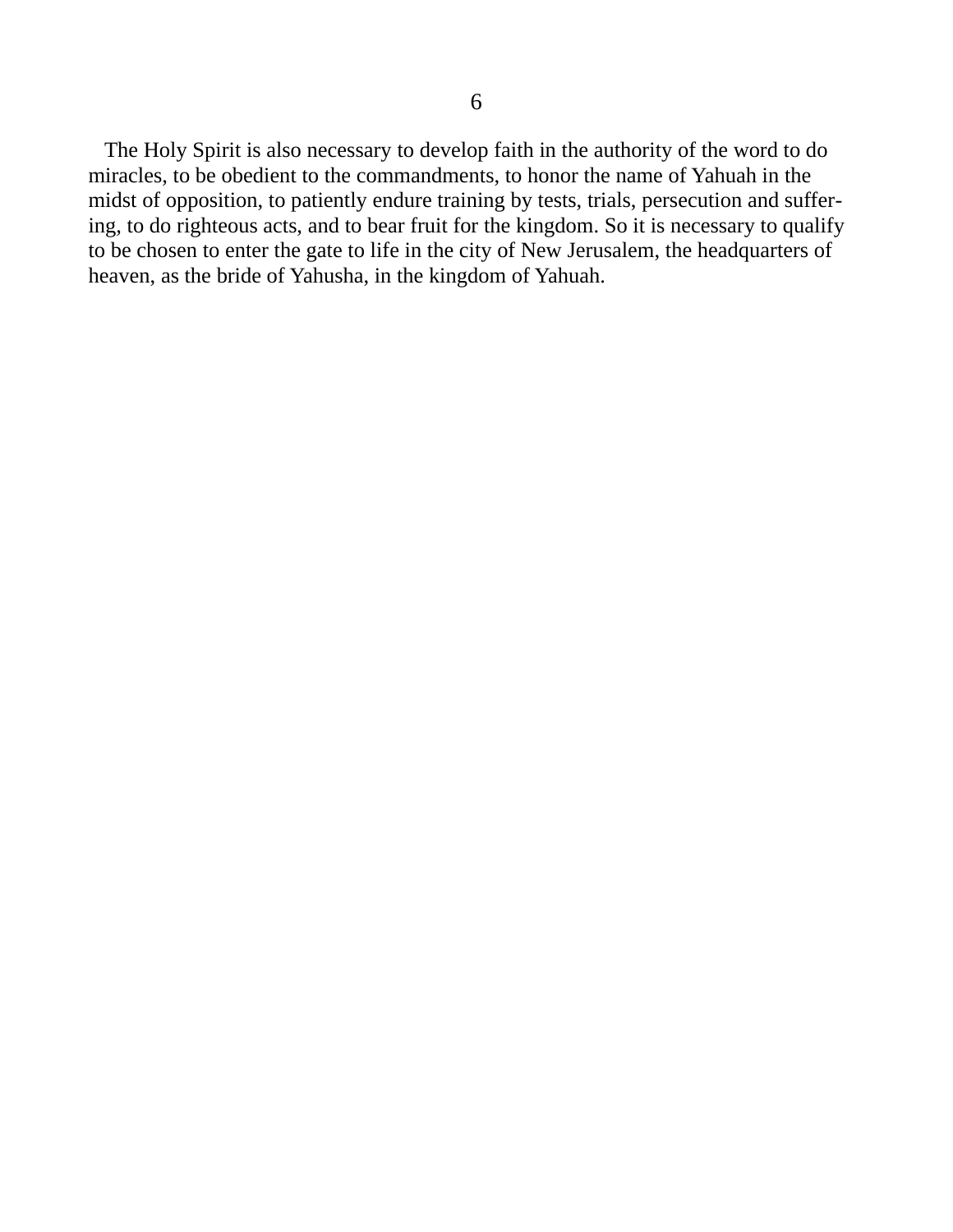The Holy Spirit is also necessary to develop faith in the authority of the word to do miracles, to be obedient to the commandments, to honor the name of Yahuah in the midst of opposition, to patiently endure training by tests, trials, persecution and suffering, to do righteous acts, and to bear fruit for the kingdom. So it is necessary to qualify to be chosen to enter the gate to life in the city of New Jerusalem, the headquarters of heaven, as the bride of Yahusha, in the kingdom of Yahuah.